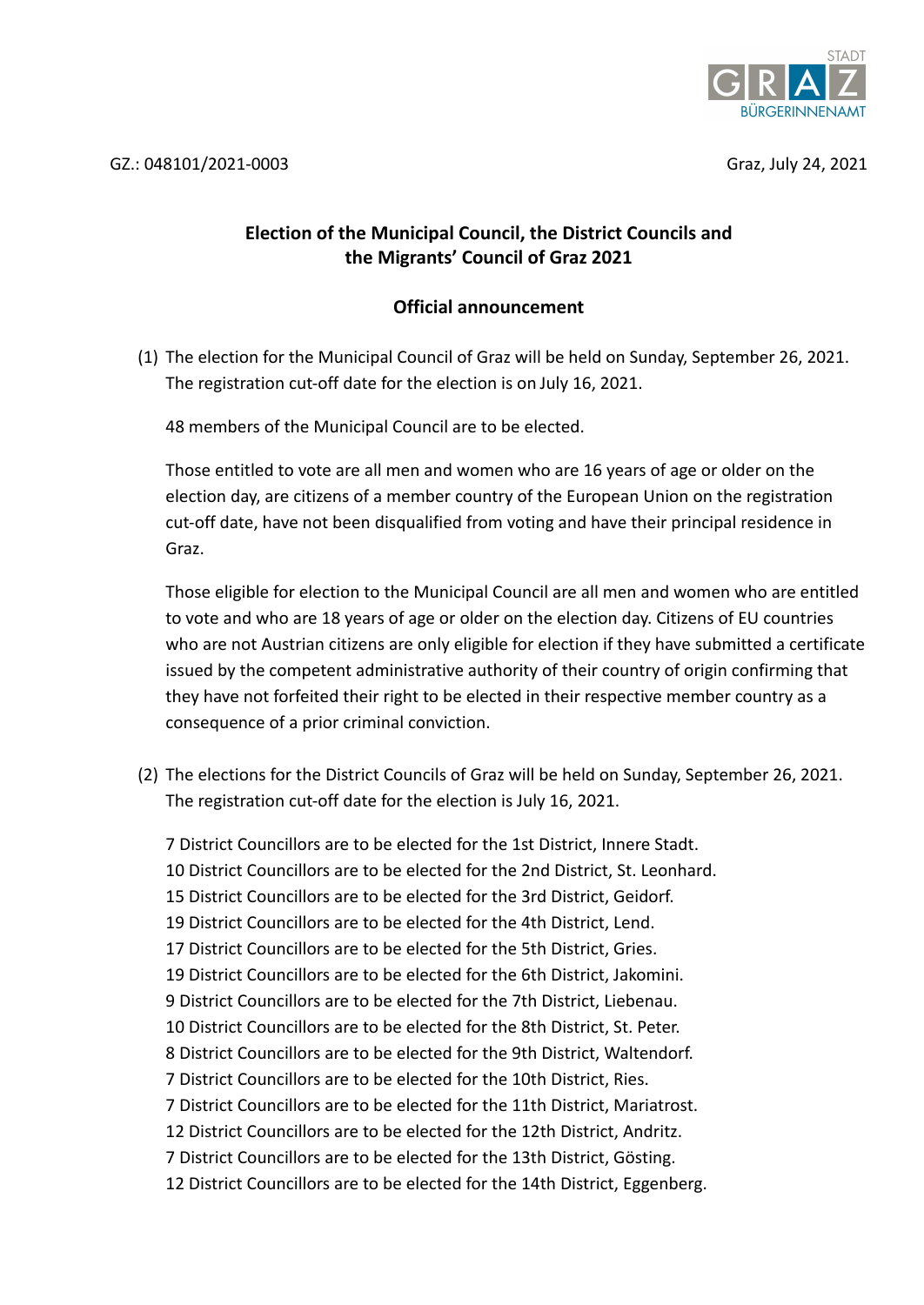STADT GRAZ BÜRGERINNENAMT

GZ.: 048101/2021-0003

Graz, July 24, 2021

## Election of the Municipal Council, the District Councils and the Migrants' Council of Graz 2021

### Official announcement

(1) The election for the Municipal Council of Graz will be held on Sunday, September 26, 2021. The registration cut-off date for the election is on July 16, 2021.

48 members of the Municipal Council are to be elected.

Those entitled to vote are all men and women who are 16 years of age or older on the election day, are citizens of a member country of the European Union on the registration cut-off date, have not been disqualified from voting and have their principal residence in Graz.

Those eligible for election to the Municipal Council are all men and women who are entitled to vote and who are 18 years of age or older on the election day. Citizens of EU countries who are not Austrian citizens are only eligible for election if they have submitted a certificate issued by the competent administrative authority of their country of origin confirming that they have not forfeited their right to be elected in their respective member country as a consequence of a prior criminal conviction.

(2) The elections for the District Councils of Graz will be held on Sunday, September 26, 2021. The registration cut-off date for the election is July 16, 2021.

7 District Councillors are to be elected for the 1st District, Innere Stadt.
10 District Councillors are to be elected for the 2nd District, St. Leonhard.
15 District Councillors are to be elected for the 3rd District, Geidorf.
19 District Councillors are to be elected for the 4th District, Lend.
17 District Councillors are to be elected for the 5th District, Gries.
19 District Councillors are to be elected for the 6th District, Jakomini.
9 District Councillors are to be elected for the 7th District, Liebenau.
10 District Councillors are to be elected for the 8th District, St. Peter.
8 District Councillors are to be elected for the 9th District, Waltendorf.
7 District Councillors are to be elected for the 10th District, Ries.
7 District Councillors are to be elected for the 11th District, Mariatrost.
12 District Councillors are to be elected for the 12th District, Andritz.
7 District Councillors are to be elected for the 13th District, Gösting.
12 District Councillors are to be elected for the 14th District, Eggenberg.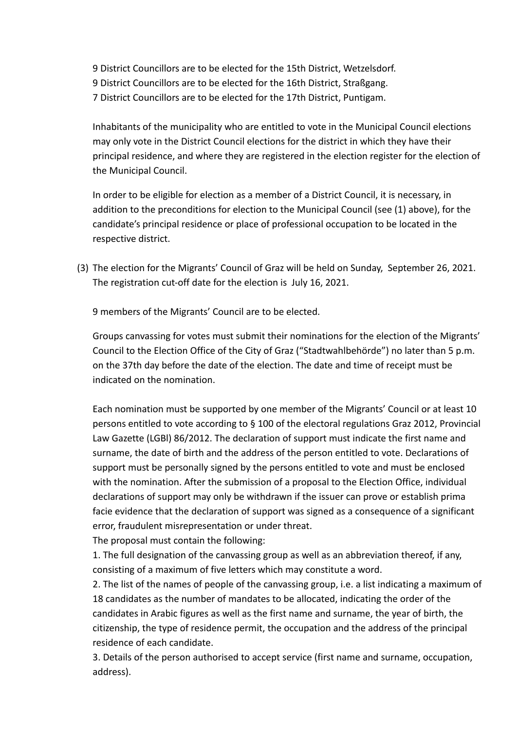9 District Councillors are to be elected for the 15th District, Wetzelsdorf.
9 District Councillors are to be elected for the 16th District, Straßgang.
7 District Councillors are to be elected for the 17th District, Puntigam.

Inhabitants of the municipality who are entitled to vote in the Municipal Council elections may only vote in the District Council elections for the district in which they have their principal residence, and where they are registered in the election register for the election of the Municipal Council.

In order to be eligible for election as a member of a District Council, it is necessary, in addition to the preconditions for election to the Municipal Council (see (1) above), for the candidate's principal residence or place of professional occupation to be located in the respective district.

(3) The election for the Migrants' Council of Graz will be held on Sunday, September 26, 2021. The registration cut-off date for the election is July 16, 2021.

9 members of the Migrants' Council are to be elected.

Groups canvassing for votes must submit their nominations for the election of the Migrants' Council to the Election Office of the City of Graz ("Stadtwahlbehörde") no later than 5 p.m. on the 37th day before the date of the election. The date and time of receipt must be indicated on the nomination.

Each nomination must be supported by one member of the Migrants' Council or at least 10 persons entitled to vote according to § 100 of the electoral regulations Graz 2012, Provincial Law Gazette (LGBl) 86/2012. The declaration of support must indicate the first name and surname, the date of birth and the address of the person entitled to vote. Declarations of support must be personally signed by the persons entitled to vote and must be enclosed with the nomination. After the submission of a proposal to the Election Office, individual declarations of support may only be withdrawn if the issuer can prove or establish prima facie evidence that the declaration of support was signed as a consequence of a significant error, fraudulent misrepresentation or under threat.
The proposal must contain the following:
1. The full designation of the canvassing group as well as an abbreviation thereof, if any, consisting of a maximum of five letters which may constitute a word.
2. The list of the names of people of the canvassing group, i.e. a list indicating a maximum of 18 candidates as the number of mandates to be allocated, indicating the order of the candidates in Arabic figures as well as the first name and surname, the year of birth, the citizenship, the type of residence permit, the occupation and the address of the principal residence of each candidate.
3. Details of the person authorised to accept service (first name and surname, occupation, address).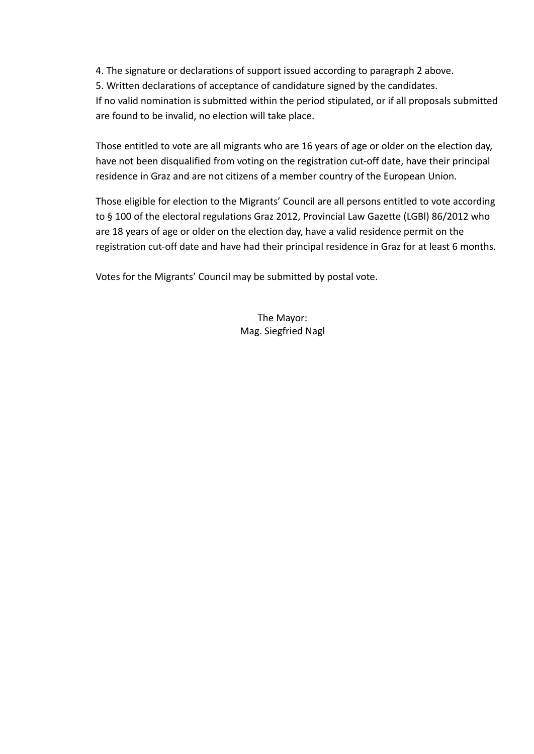4. The signature or declarations of support issued according to paragraph 2 above.
5. Written declarations of acceptance of candidature signed by the candidates.

If no valid nomination is submitted within the period stipulated, or if all proposals submitted are found to be invalid, no election will take place.

Those entitled to vote are all migrants who are 16 years of age or older on the election day, have not been disqualified from voting on the registration cut-off date, have their principal residence in Graz and are not citizens of a member country of the European Union.

Those eligible for election to the Migrants' Council are all persons entitled to vote according to § 100 of the electoral regulations Graz 2012, Provincial Law Gazette (LGBl) 86/2012 who are 18 years of age or older on the election day, have a valid residence permit on the registration cut-off date and have had their principal residence in Graz for at least 6 months.

Votes for the Migrants' Council may be submitted by postal vote.

The Mayor:
Mag. Siegfried Nagl